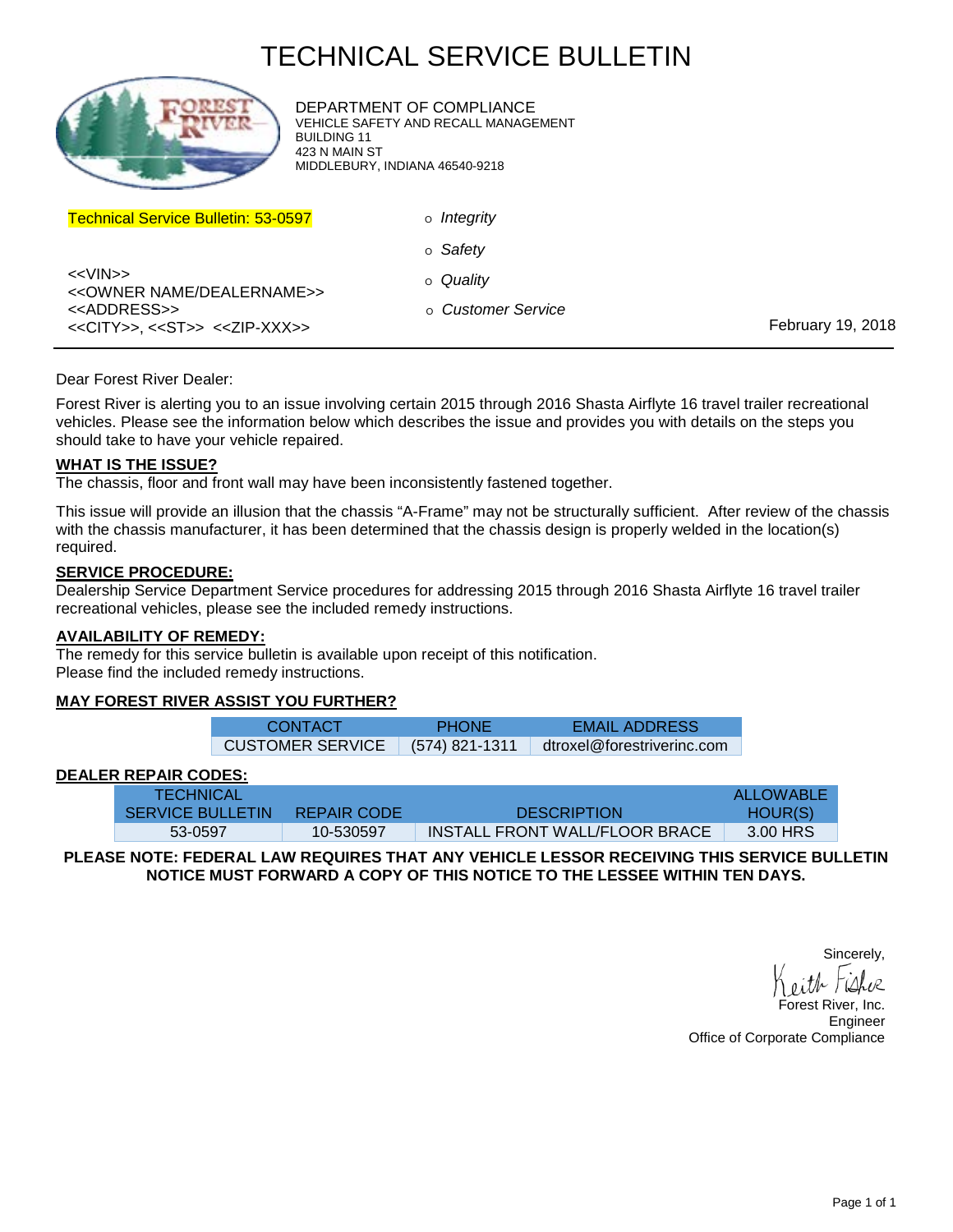# TECHNICAL SERVICE BULLETIN

DEPARTMENT OF COMPLIANCE
VEHICLE SAFETY AND RECALL MANAGEMENT
BUILDING 11
423 N MAIN ST
MIDDLEBURY, INDIANA 46540-9218

Technical Service Bulletin: 53-0597

- *Integrity*
- *Safety*
- *Quality*
- *Customer Service*

<<VIN>>
<<OWNER NAME/DEALERNAME>>
<<ADDRESS>>
<<CITY>>, <<ST>> <<ZIP-XXX>>

February 19, 2018

---

Dear Forest River Dealer:

Forest River is alerting you to an issue involving certain 2015 through 2016 Shasta Airflyte 16 travel trailer recreational vehicles. Please see the information below which describes the issue and provides you with details on the steps you should take to have your vehicle repaired.

**WHAT IS THE ISSUE?**

The chassis, floor and front wall may have been inconsistently fastened together.

This issue will provide an illusion that the chassis "A-Frame" may not be structurally sufficient. After review of the chassis with the chassis manufacturer, it has been determined that the chassis design is properly welded in the location(s) required.

**SERVICE PROCEDURE:**

Dealership Service Department Service procedures for addressing 2015 through 2016 Shasta Airflyte 16 travel trailer recreational vehicles, please see the included remedy instructions.

**AVAILABILITY OF REMEDY:**

The remedy for this service bulletin is available upon receipt of this notification.
Please find the included remedy instructions.

**MAY FOREST RIVER ASSIST YOU FURTHER?**

| CONTACT | PHONE | EMAIL ADDRESS |
|---|---|---|
| CUSTOMER SERVICE | (574) 821-1311 | dtroxel@forestriverinc.com |

**DEALER REPAIR CODES:**

| TECHNICAL SERVICE BULLETIN | REPAIR CODE | DESCRIPTION | ALLOWABLE HOUR(S) |
|---|---|---|---|
| 53-0597 | 10-530597 | INSTALL FRONT WALL/FLOOR BRACE | 3.00 HRS |

**PLEASE NOTE: FEDERAL LAW REQUIRES THAT ANY VEHICLE LESSOR RECEIVING THIS SERVICE BULLETIN NOTICE MUST FORWARD A COPY OF THIS NOTICE TO THE LESSEE WITHIN TEN DAYS.**

Sincerely,

Keith Fisher
Forest River, Inc.
Engineer
Office of Corporate Compliance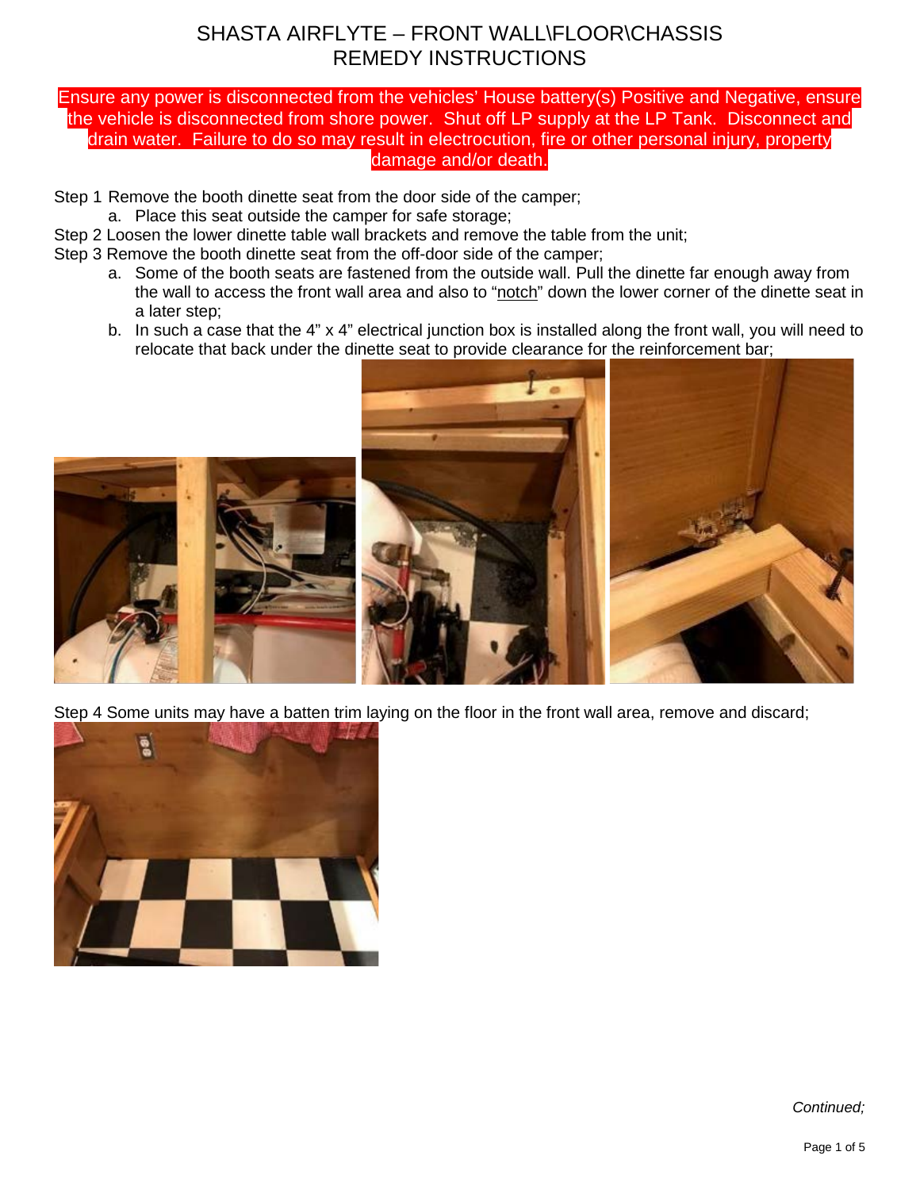# SHASTA AIRFLYTE – FRONT WALL\FLOOR\CHASSIS REMEDY INSTRUCTIONS

**Ensure any power is disconnected from the vehicles' House battery(s) Positive and Negative, ensure the vehicle is disconnected from shore power. Shut off LP supply at the LP Tank. Disconnect and drain water. Failure to do so may result in electrocution, fire or other personal injury, property damage and/or death.**

Step 1 Remove the booth dinette seat from the door side of the camper;

a. Place this seat outside the camper for safe storage;

Step 2 Loosen the lower dinette table wall brackets and remove the table from the unit;

Step 3 Remove the booth dinette seat from the off-door side of the camper;

a. Some of the booth seats are fastened from the outside wall. Pull the dinette far enough away from the wall to access the front wall area and also to "notch" down the lower corner of the dinette seat in a later step;

b. In such a case that the 4" x 4" electrical junction box is installed along the front wall, you will need to relocate that back under the dinette seat to provide clearance for the reinforcement bar;

Step 4 Some units may have a batten trim laying on the floor in the front wall area, remove and discard;

*Continued;*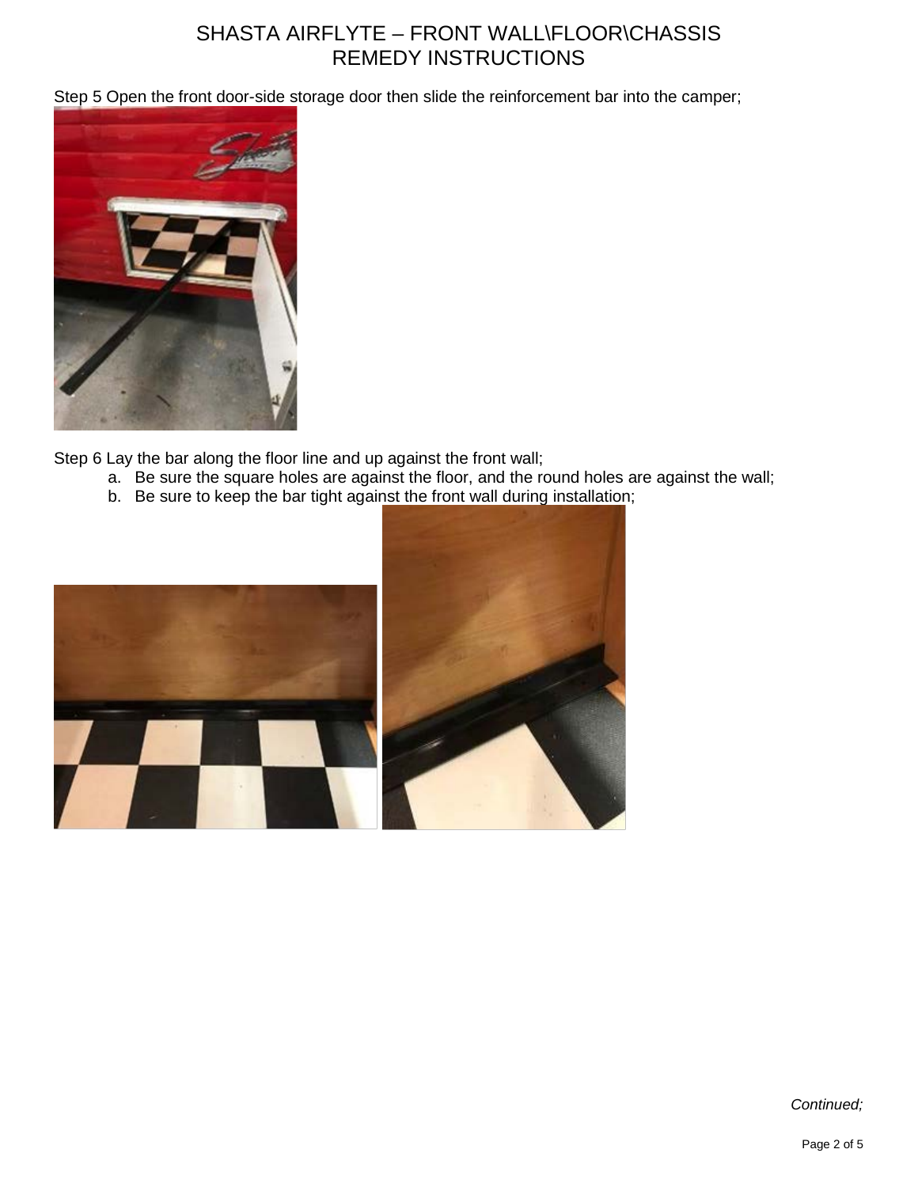# SHASTA AIRFLYTE – FRONT WALL\FLOOR\CHASSIS REMEDY INSTRUCTIONS

Step 5 Open the front door-side storage door then slide the reinforcement bar into the camper;

Step 6 Lay the bar along the floor line and up against the front wall;

a. Be sure the square holes are against the floor, and the round holes are against the wall;
b. Be sure to keep the bar tight against the front wall during installation;

*Continued;*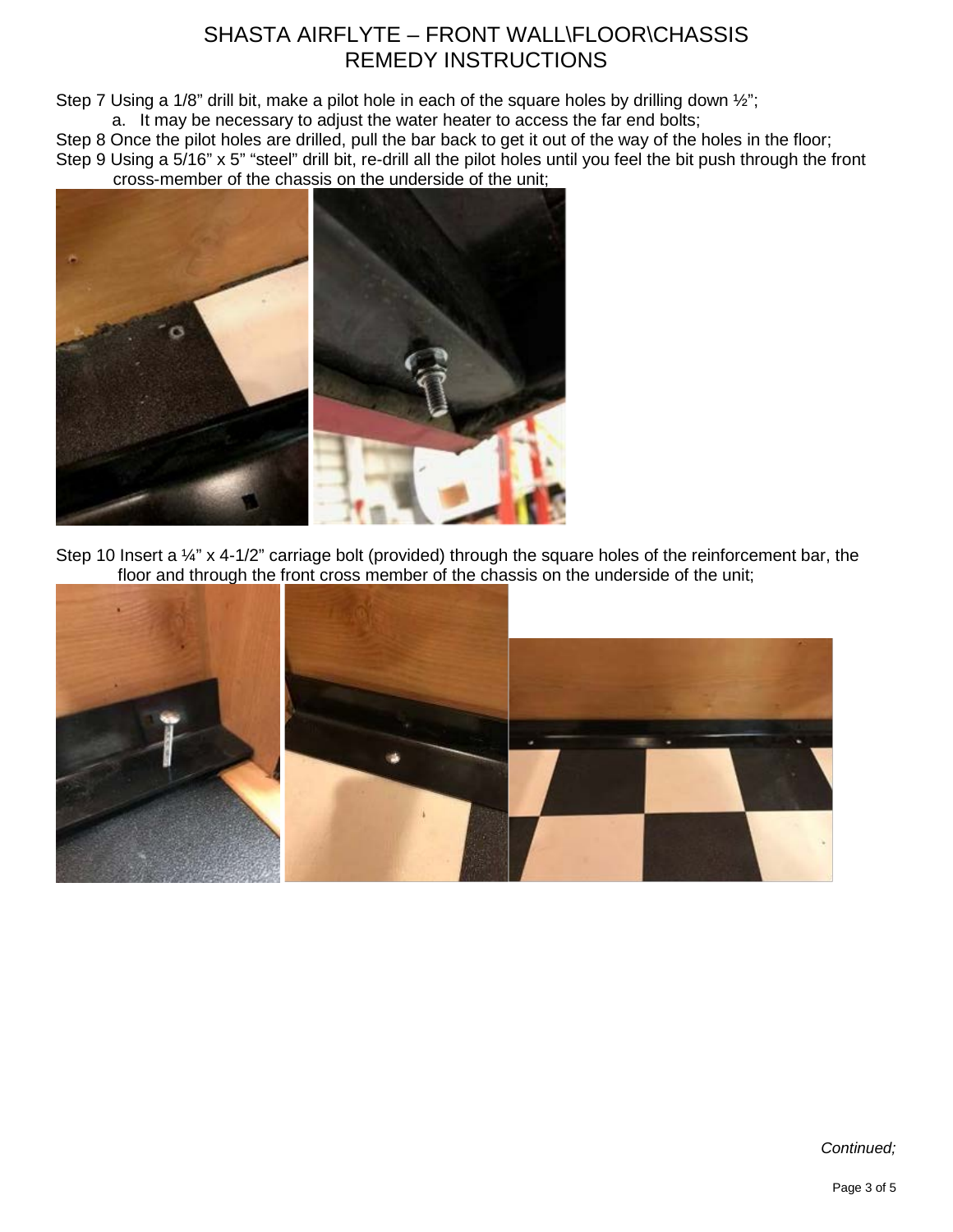# SHASTA AIRFLYTE – FRONT WALL\FLOOR\CHASSIS REMEDY INSTRUCTIONS

Step 7 Using a 1/8" drill bit, make a pilot hole in each of the square holes by drilling down ½";

a. It may be necessary to adjust the water heater to access the far end bolts;

Step 8 Once the pilot holes are drilled, pull the bar back to get it out of the way of the holes in the floor;

Step 9 Using a 5/16" x 5" "steel" drill bit, re-drill all the pilot holes until you feel the bit push through the front cross-member of the chassis on the underside of the unit;

Step 10 Insert a ¼" x 4-1/2" carriage bolt (provided) through the square holes of the reinforcement bar, the floor and through the front cross member of the chassis on the underside of the unit;

*Continued;*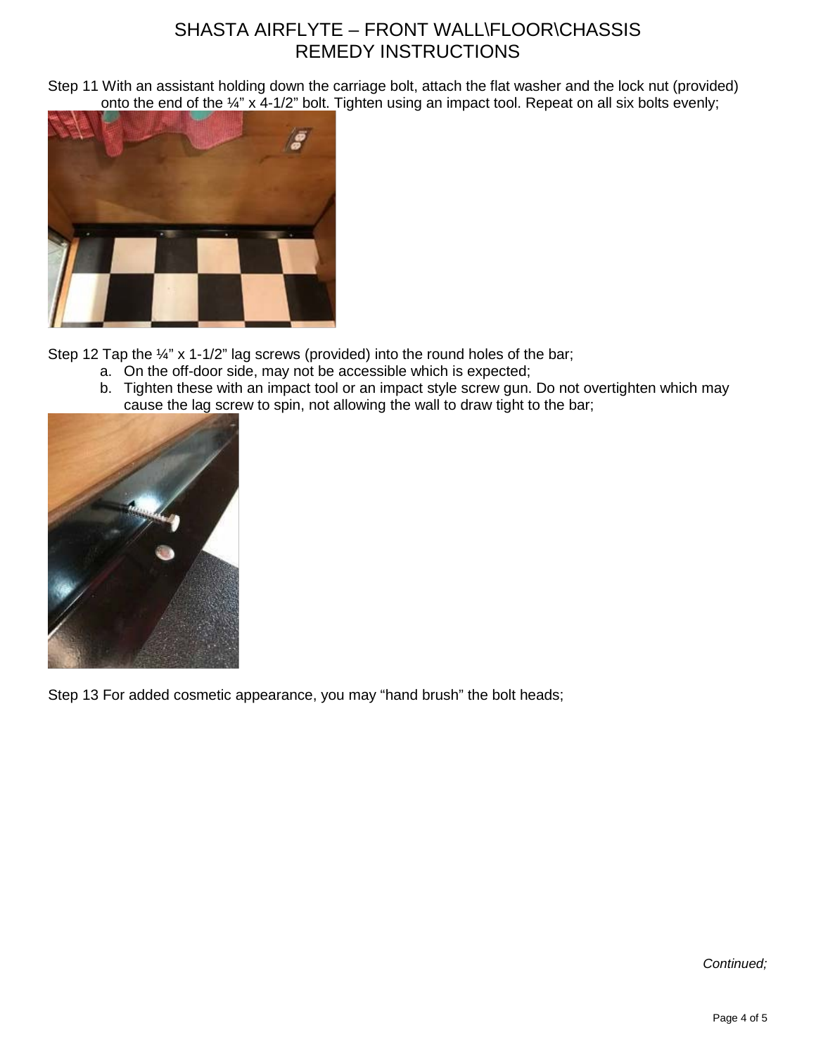# SHASTA AIRFLYTE – FRONT WALL\FLOOR\CHASSIS REMEDY INSTRUCTIONS

Step 11 With an assistant holding down the carriage bolt, attach the flat washer and the lock nut (provided) onto the end of the ¼" x 4-1/2" bolt. Tighten using an impact tool. Repeat on all six bolts evenly;

Step 12 Tap the ¼" x 1-1/2" lag screws (provided) into the round holes of the bar;

a. On the off-door side, may not be accessible which is expected;
b. Tighten these with an impact tool or an impact style screw gun. Do not overtighten which may cause the lag screw to spin, not allowing the wall to draw tight to the bar;

Step 13 For added cosmetic appearance, you may "hand brush" the bolt heads;

*Continued;*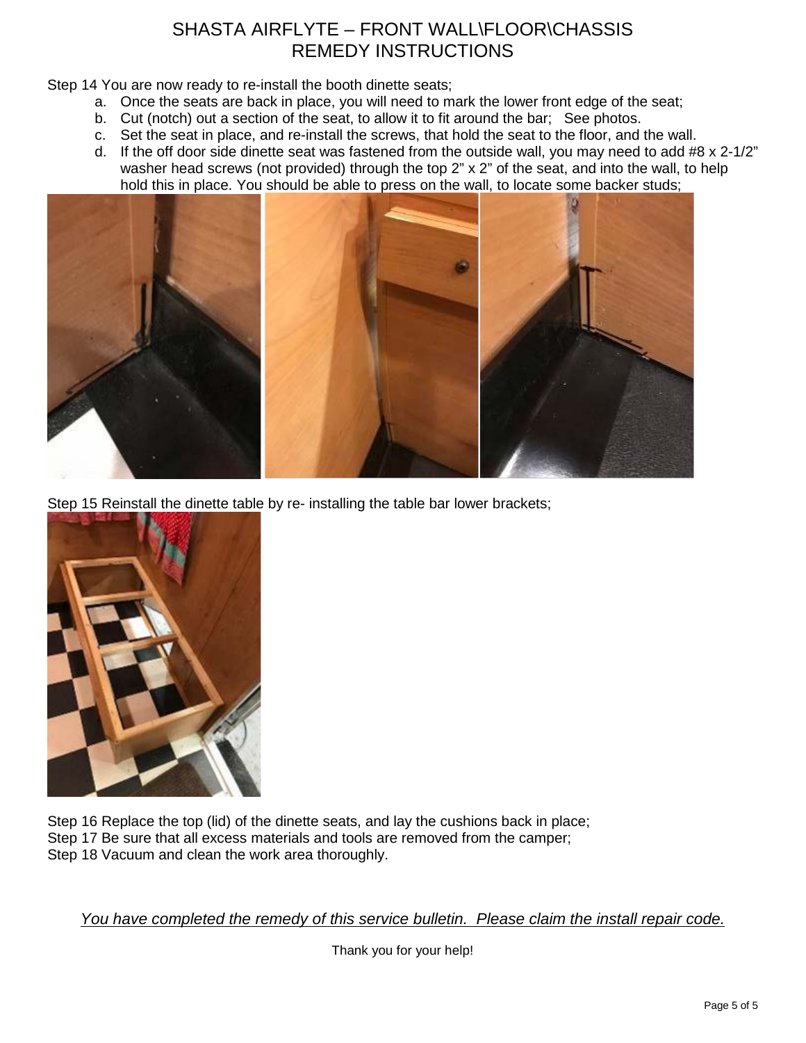# SHASTA AIRFLYTE – FRONT WALL\FLOOR\CHASSIS REMEDY INSTRUCTIONS

Step 14 You are now ready to re-install the booth dinette seats;

a. Once the seats are back in place, you will need to mark the lower front edge of the seat;
b. Cut (notch) out a section of the seat, to allow it to fit around the bar; See photos.
c. Set the seat in place, and re-install the screws, that hold the seat to the floor, and the wall.
d. If the off door side dinette seat was fastened from the outside wall, you may need to add #8 x 2-1/2" washer head screws (not provided) through the top 2" x 2" of the seat, and into the wall, to help hold this in place. You should be able to press on the wall, to locate some backer studs;

Step 15 Reinstall the dinette table by re- installing the table bar lower brackets;

Step 16 Replace the top (lid) of the dinette seats, and lay the cushions back in place;
Step 17 Be sure that all excess materials and tools are removed from the camper;
Step 18 Vacuum and clean the work area thoroughly.

*You have completed the remedy of this service bulletin. Please claim the install repair code.*

Thank you for your help!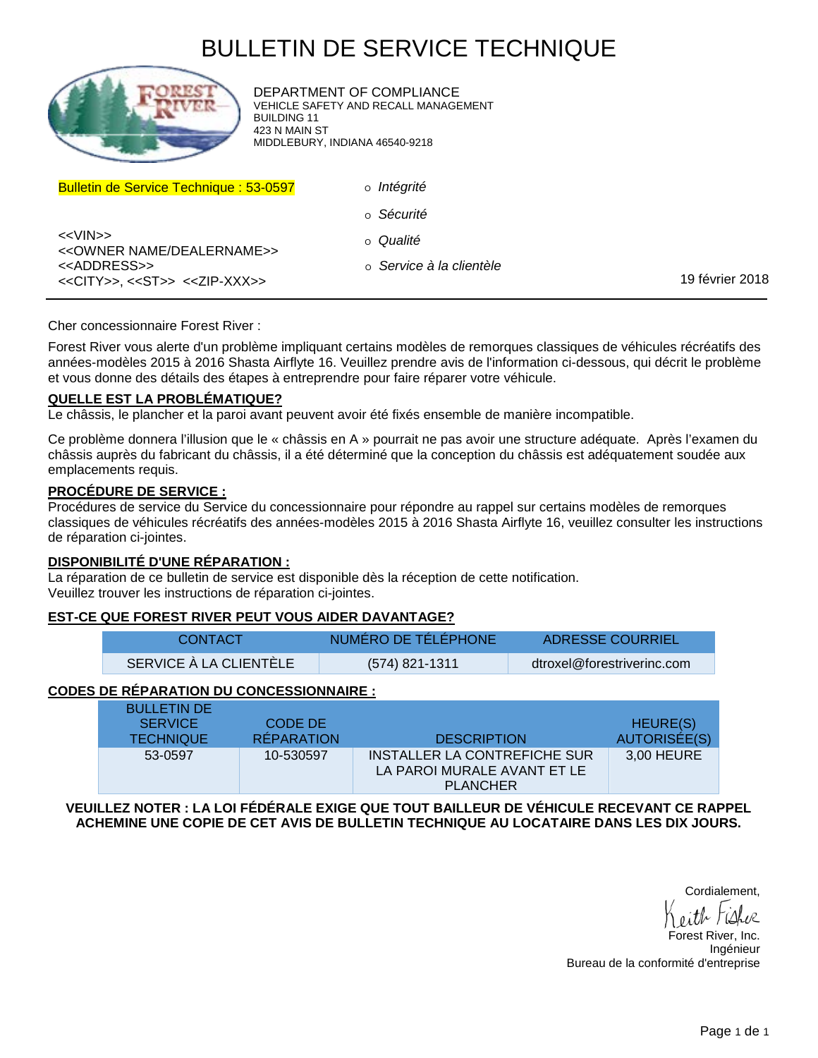# BULLETIN DE SERVICE TECHNIQUE

DEPARTMENT OF COMPLIANCE
VEHICLE SAFETY AND RECALL MANAGEMENT
BUILDING 11
423 N MAIN ST
MIDDLEBURY, INDIANA 46540-9218

Bulletin de Service Technique : 53-0597

- *Intégrité*
- *Sécurité*
- *Qualité*
- *Service à la clientèle*

<<VIN>>
<<OWNER NAME/DEALERNAME>>
<<ADDRESS>>
<<CITY>>, <<ST>> <<ZIP-XXX>>

19 février 2018

---

Cher concessionnaire Forest River :

Forest River vous alerte d'un problème impliquant certains modèles de remorques classiques de véhicules récréatifs des années-modèles 2015 à 2016 Shasta Airflyte 16. Veuillez prendre avis de l'information ci-dessous, qui décrit le problème et vous donne des détails des étapes à entreprendre pour faire réparer votre véhicule.

**QUELLE EST LA PROBLÉMATIQUE?**

Le châssis, le plancher et la paroi avant peuvent avoir été fixés ensemble de manière incompatible.

Ce problème donnera l'illusion que le « châssis en A » pourrait ne pas avoir une structure adéquate. Après l'examen du châssis auprès du fabricant du châssis, il a été déterminé que la conception du châssis est adéquatement soudée aux emplacements requis.

**PROCÉDURE DE SERVICE :**

Procédures de service du Service du concessionnaire pour répondre au rappel sur certains modèles de remorques classiques de véhicules récréatifs des années-modèles 2015 à 2016 Shasta Airflyte 16, veuillez consulter les instructions de réparation ci-jointes.

**DISPONIBILITÉ D'UNE RÉPARATION :**

La réparation de ce bulletin de service est disponible dès la réception de cette notification.
Veuillez trouver les instructions de réparation ci-jointes.

**EST-CE QUE FOREST RIVER PEUT VOUS AIDER DAVANTAGE?**

| CONTACT | NUMÉRO DE TÉLÉPHONE | ADRESSE COURRIEL |
|---|---|---|
| SERVICE À LA CLIENTÈLE | (574) 821-1311 | dtroxel@forestriverinc.com |

**CODES DE RÉPARATION DU CONCESSIONNAIRE :**

| BULLETIN DE SERVICE TECHNIQUE | CODE DE RÉPARATION | DESCRIPTION | HEURE(S) AUTORISÉE(S) |
|---|---|---|---|
| 53-0597 | 10-530597 | INSTALLER LA CONTREFICHE SUR LA PAROI MURALE AVANT ET LE PLANCHER | 3,00 HEURE |

**VEUILLEZ NOTER : LA LOI FÉDÉRALE EXIGE QUE TOUT BAILLEUR DE VÉHICULE RECEVANT CE RAPPEL ACHEMINE UNE COPIE DE CET AVIS DE BULLETIN TECHNIQUE AU LOCATAIRE DANS LES DIX JOURS.**

Cordialement,

Keith Fisher
Forest River, Inc.
Ingénieur
Bureau de la conformité d'entreprise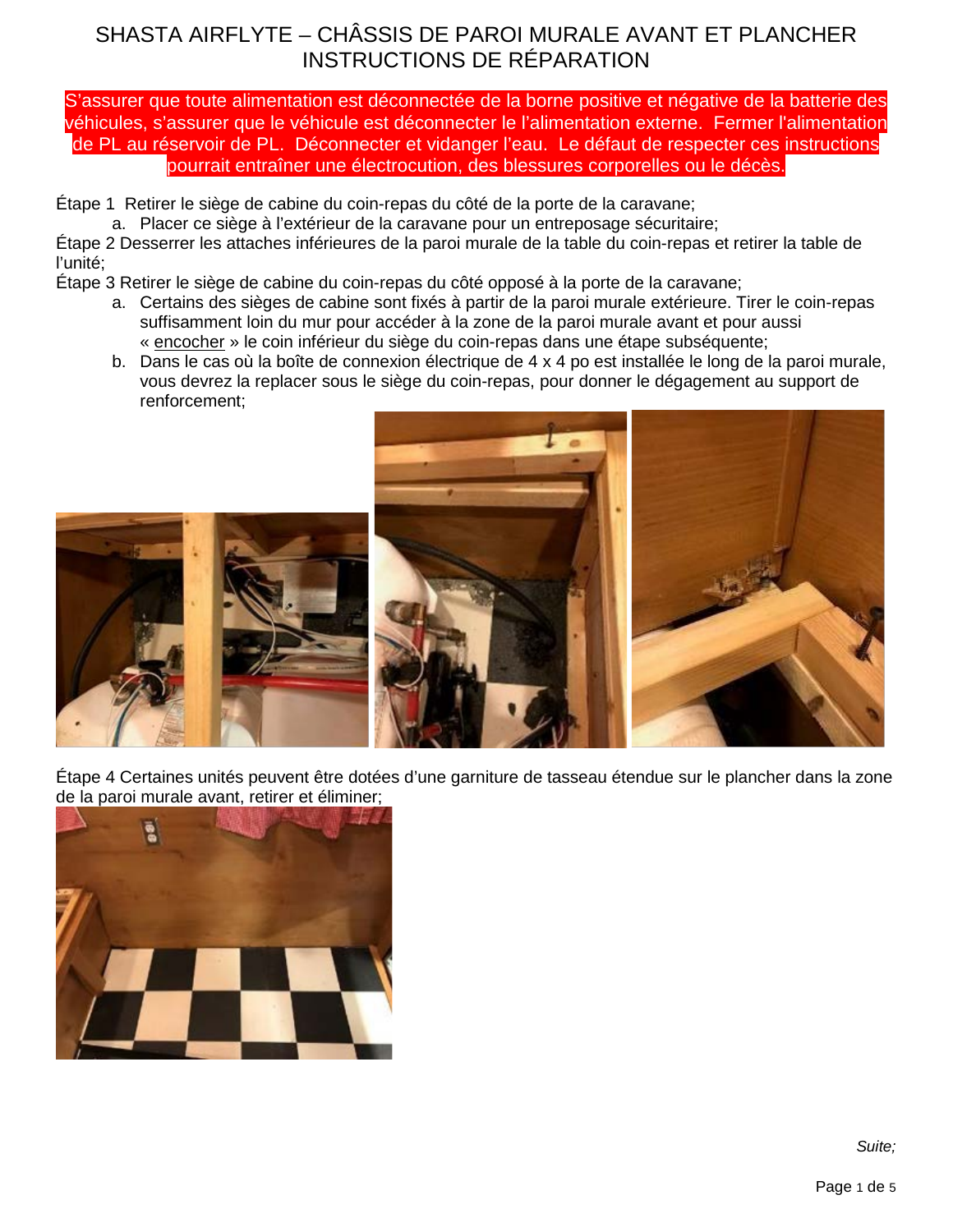# SHASTA AIRFLYTE – CHÂSSIS DE PAROI MURALE AVANT ET PLANCHER INSTRUCTIONS DE RÉPARATION

**S'assurer que toute alimentation est déconnectée de la borne positive et négative de la batterie des véhicules, s'assurer que le véhicule est déconnecter le l'alimentation externe. Fermer l'alimentation de PL au réservoir de PL. Déconnecter et vidanger l'eau. Le défaut de respecter ces instructions pourrait entraîner une électrocution, des blessures corporelles ou le décès.**

Étape 1 Retirer le siège de cabine du coin-repas du côté de la porte de la caravane;

a. Placer ce siège à l'extérieur de la caravane pour un entreposage sécuritaire;

Étape 2 Desserrer les attaches inférieures de la paroi murale de la table du coin-repas et retirer la table de l'unité;

Étape 3 Retirer le siège de cabine du coin-repas du côté opposé à la porte de la caravane;

a. Certains des sièges de cabine sont fixés à partir de la paroi murale extérieure. Tirer le coin-repas suffisamment loin du mur pour accéder à la zone de la paroi murale avant et pour aussi « encocher » le coin inférieur du siège du coin-repas dans une étape subséquente;

b. Dans le cas où la boîte de connexion électrique de 4 x 4 po est installée le long de la paroi murale, vous devrez la replacer sous le siège du coin-repas, pour donner le dégagement au support de renforcement;

Étape 4 Certaines unités peuvent être dotées d'une garniture de tasseau étendue sur le plancher dans la zone de la paroi murale avant, retirer et éliminer;

*Suite;*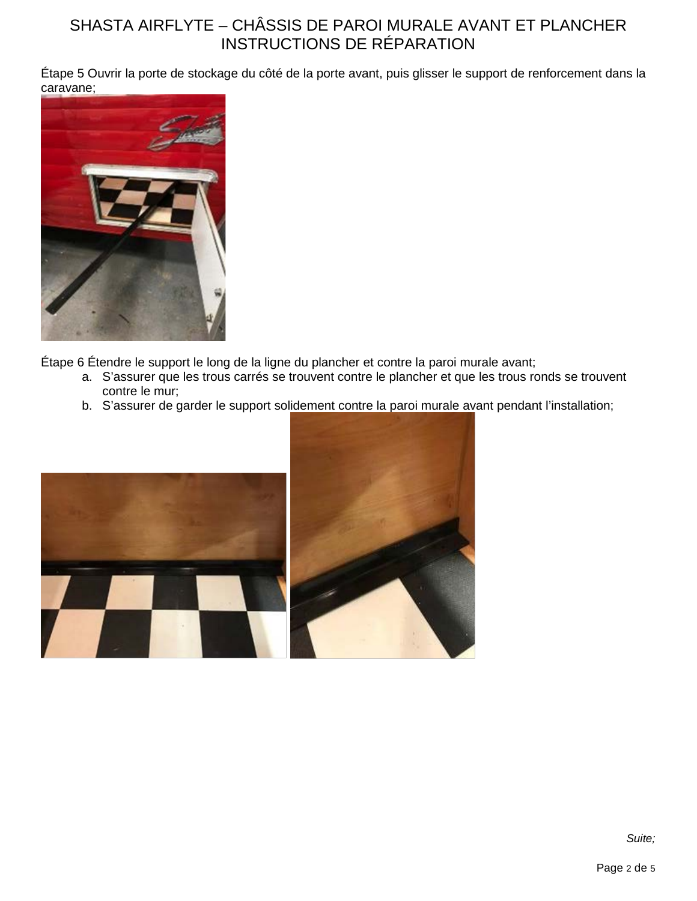# SHASTA AIRFLYTE – CHÂSSIS DE PAROI MURALE AVANT ET PLANCHER INSTRUCTIONS DE RÉPARATION

Étape 5 Ouvrir la porte de stockage du côté de la porte avant, puis glisser le support de renforcement dans la caravane;

Étape 6 Étendre le support le long de la ligne du plancher et contre la paroi murale avant;

a. S'assurer que les trous carrés se trouvent contre le plancher et que les trous ronds se trouvent contre le mur;
b. S'assurer de garder le support solidement contre la paroi murale avant pendant l'installation;

*Suite;*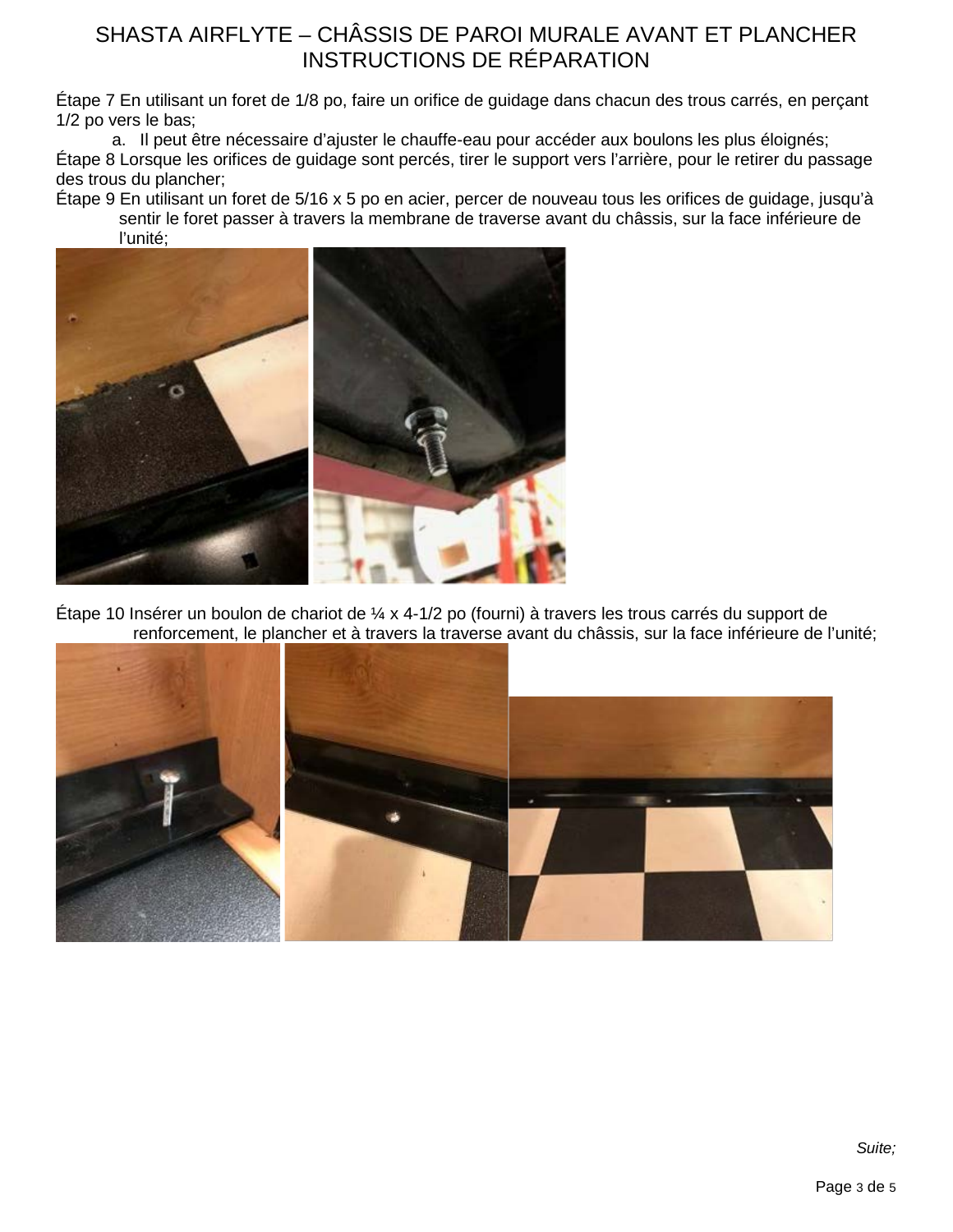# SHASTA AIRFLYTE – CHÂSSIS DE PAROI MURALE AVANT ET PLANCHER INSTRUCTIONS DE RÉPARATION

Étape 7 En utilisant un foret de 1/8 po, faire un orifice de guidage dans chacun des trous carrés, en perçant 1/2 po vers le bas;

a. Il peut être nécessaire d'ajuster le chauffe-eau pour accéder aux boulons les plus éloignés;

Étape 8 Lorsque les orifices de guidage sont percés, tirer le support vers l'arrière, pour le retirer du passage des trous du plancher;

Étape 9 En utilisant un foret de 5/16 x 5 po en acier, percer de nouveau tous les orifices de guidage, jusqu'à sentir le foret passer à travers la membrane de traverse avant du châssis, sur la face inférieure de l'unité;

Étape 10 Insérer un boulon de chariot de ¼ x 4-1/2 po (fourni) à travers les trous carrés du support de renforcement, le plancher et à travers la traverse avant du châssis, sur la face inférieure de l'unité;

*Suite;*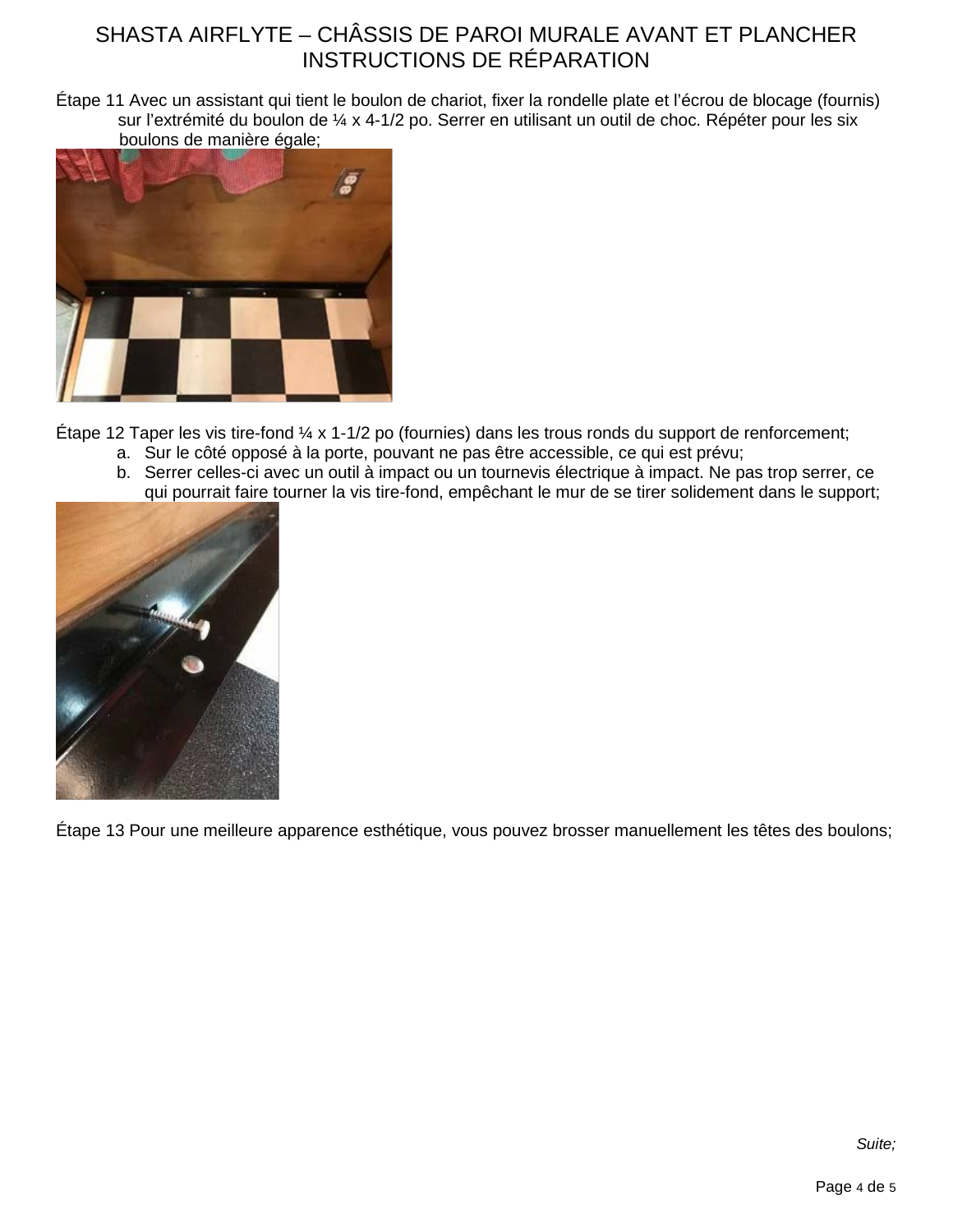# SHASTA AIRFLYTE – CHÂSSIS DE PAROI MURALE AVANT ET PLANCHER INSTRUCTIONS DE RÉPARATION

Étape 11 Avec un assistant qui tient le boulon de chariot, fixer la rondelle plate et l'écrou de blocage (fournis) sur l'extrémité du boulon de ¼ x 4-1/2 po. Serrer en utilisant un outil de choc. Répéter pour les six boulons de manière égale;

Étape 12 Taper les vis tire-fond ¼ x 1-1/2 po (fournies) dans les trous ronds du support de renforcement;

a. Sur le côté opposé à la porte, pouvant ne pas être accessible, ce qui est prévu;
b. Serrer celles-ci avec un outil à impact ou un tournevis électrique à impact. Ne pas trop serrer, ce qui pourrait faire tourner la vis tire-fond, empêchant le mur de se tirer solidement dans le support;

Étape 13 Pour une meilleure apparence esthétique, vous pouvez brosser manuellement les têtes des boulons;

*Suite;*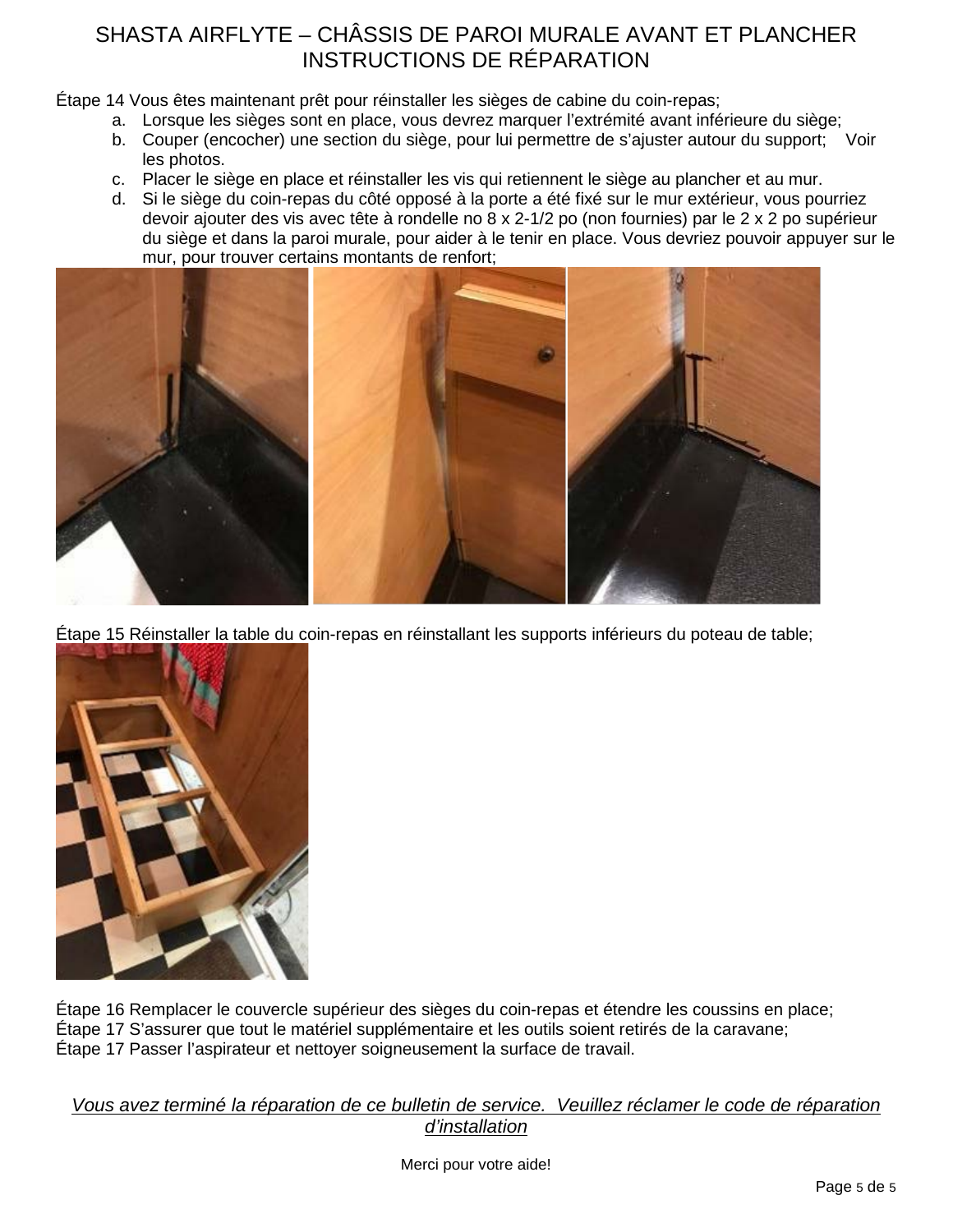# SHASTA AIRFLYTE – CHÂSSIS DE PAROI MURALE AVANT ET PLANCHER INSTRUCTIONS DE RÉPARATION

Étape 14 Vous êtes maintenant prêt pour réinstaller les sièges de cabine du coin-repas;

a. Lorsque les sièges sont en place, vous devrez marquer l'extrémité avant inférieure du siège;
b. Couper (encocher) une section du siège, pour lui permettre de s'ajuster autour du support; Voir les photos.
c. Placer le siège en place et réinstaller les vis qui retiennent le siège au plancher et au mur.
d. Si le siège du coin-repas du côté opposé à la porte a été fixé sur le mur extérieur, vous pourriez devoir ajouter des vis avec tête à rondelle no 8 x 2-1/2 po (non fournies) par le 2 x 2 po supérieur du siège et dans la paroi murale, pour aider à le tenir en place. Vous devriez pouvoir appuyer sur le mur, pour trouver certains montants de renfort;

Étape 15 Réinstaller la table du coin-repas en réinstallant les supports inférieurs du poteau de table;

Étape 16 Remplacer le couvercle supérieur des sièges du coin-repas et étendre les coussins en place;
Étape 17 S'assurer que tout le matériel supplémentaire et les outils soient retirés de la caravane;
Étape 17 Passer l'aspirateur et nettoyer soigneusement la surface de travail.

*Vous avez terminé la réparation de ce bulletin de service. Veuillez réclamer le code de réparation d'installation*

Merci pour votre aide!